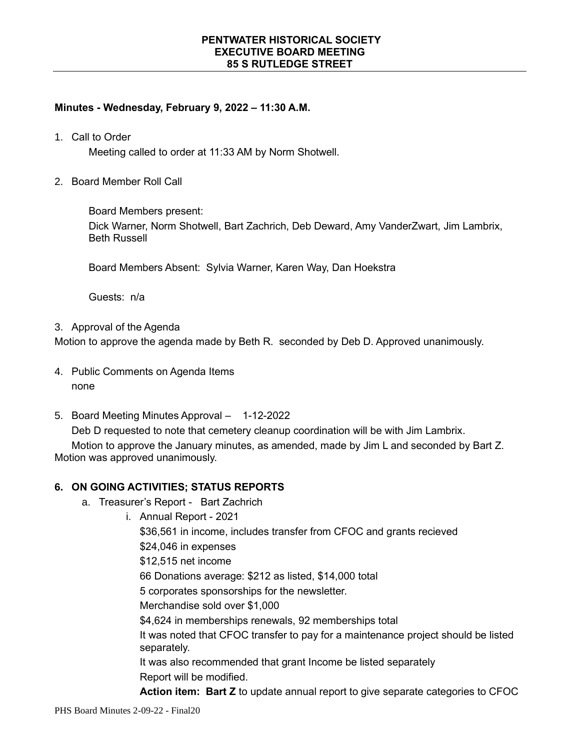**PENTWATER HISTORICAL SOCIETY**
**EXECUTIVE BOARD MEETING**
**85 S RUTLEDGE STREET**

---

**Minutes - Wednesday, February 9, 2022 – 11:30 A.M.**

1. Call to Order

   Meeting called to order at 11:33 AM by Norm Shotwell.

2. Board Member Roll Call

   Board Members present:
   Dick Warner, Norm Shotwell, Bart Zachrich, Deb Deward, Amy VanderZwart, Jim Lambrix, Beth Russell

   Board Members Absent: Sylvia Warner, Karen Way, Dan Hoekstra

   Guests: n/a

3. Approval of the Agenda

Motion to approve the agenda made by Beth R. seconded by Deb D. Approved unanimously.

4. Public Comments on Agenda Items
   none

5. Board Meeting Minutes Approval – 1-12-2022

   Deb D requested to note that cemetery cleanup coordination will be with Jim Lambrix.

   Motion to approve the January minutes, as amended, made by Jim L and seconded by Bart Z. Motion was approved unanimously.

**6. ON GOING ACTIVITIES; STATUS REPORTS**

   a. Treasurer's Report - Bart Zachrich

      i. Annual Report - 2021

         $36,561 in income, includes transfer from CFOC and grants recieved
         $24,046 in expenses
         $12,515 net income
         66 Donations average: $212 as listed, $14,000 total
         5 corporates sponsorships for the newsletter.
         Merchandise sold over $1,000
         $4,624 in memberships renewals, 92 memberships total
         It was noted that CFOC transfer to pay for a maintenance project should be listed separately.
         It was also recommended that grant Income be listed separately
         Report will be modified.
         **Action item: Bart Z** to update annual report to give separate categories to CFOC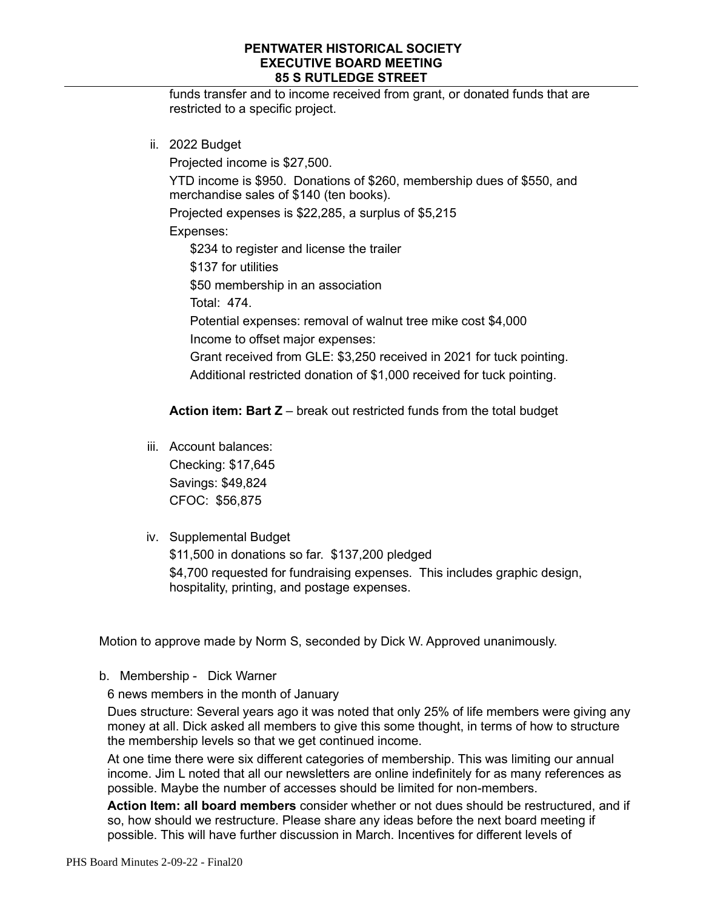funds transfer and to income received from grant, or donated funds that are restricted to a specific project.

ii. 2022 Budget

Projected income is $27,500.

YTD income is $950. Donations of $260, membership dues of $550, and merchandise sales of $140 (ten books).

Projected expenses is $22,285, a surplus of $5,215

Expenses:

$234 to register and license the trailer

$137 for utilities

$50 membership in an association

Total: 474.

Potential expenses: removal of walnut tree mike cost $4,000

Income to offset major expenses:

Grant received from GLE: $3,250 received in 2021 for tuck pointing.

Additional restricted donation of $1,000 received for tuck pointing.

**Action item: Bart Z** – break out restricted funds from the total budget

iii. Account balances:

Checking: $17,645

Savings: $49,824

CFOC: $56,875

iv. Supplemental Budget

$11,500 in donations so far. $137,200 pledged

$4,700 requested for fundraising expenses. This includes graphic design, hospitality, printing, and postage expenses.

Motion to approve made by Norm S, seconded by Dick W. Approved unanimously.

b. Membership - Dick Warner

6 news members in the month of January

Dues structure: Several years ago it was noted that only 25% of life members were giving any money at all. Dick asked all members to give this some thought, in terms of how to structure the membership levels so that we get continued income.

At one time there were six different categories of membership. This was limiting our annual income. Jim L noted that all our newsletters are online indefinitely for as many references as possible. Maybe the number of accesses should be limited for non-members.

**Action Item: all board members** consider whether or not dues should be restructured, and if so, how should we restructure. Please share any ideas before the next board meeting if possible. This will have further discussion in March. Incentives for different levels of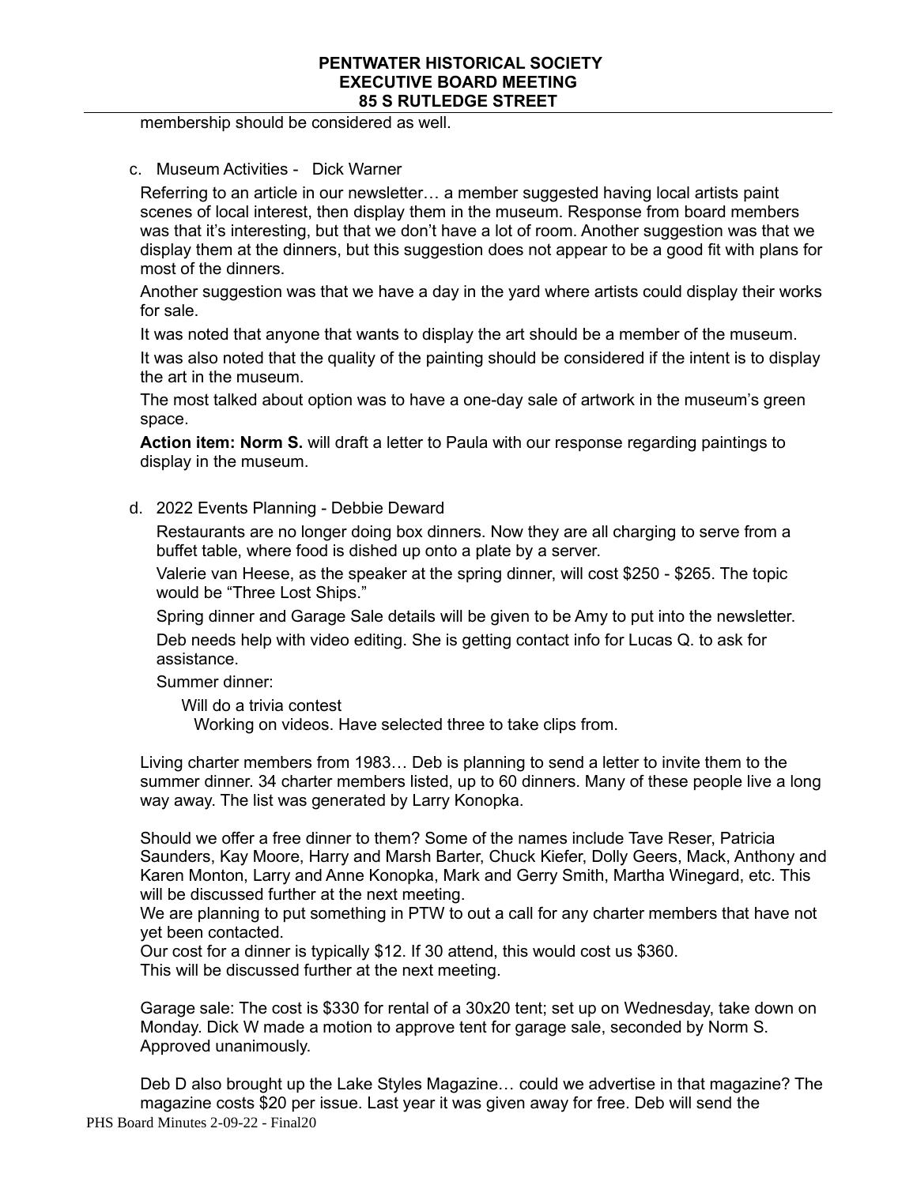membership should be considered as well.

c. Museum Activities - Dick Warner

Referring to an article in our newsletter… a member suggested having local artists paint scenes of local interest, then display them in the museum. Response from board members was that it's interesting, but that we don't have a lot of room. Another suggestion was that we display them at the dinners, but this suggestion does not appear to be a good fit with plans for most of the dinners.

Another suggestion was that we have a day in the yard where artists could display their works for sale.

It was noted that anyone that wants to display the art should be a member of the museum.

It was also noted that the quality of the painting should be considered if the intent is to display the art in the museum.

The most talked about option was to have a one-day sale of artwork in the museum's green space.

**Action item: Norm S.** will draft a letter to Paula with our response regarding paintings to display in the museum.

d. 2022 Events Planning - Debbie Deward

Restaurants are no longer doing box dinners. Now they are all charging to serve from a buffet table, where food is dished up onto a plate by a server.

Valerie van Heese, as the speaker at the spring dinner, will cost $250 - $265. The topic would be "Three Lost Ships."

Spring dinner and Garage Sale details will be given to be Amy to put into the newsletter.

Deb needs help with video editing. She is getting contact info for Lucas Q. to ask for assistance.

Summer dinner:

- Will do a trivia contest
  - Working on videos. Have selected three to take clips from.

Living charter members from 1983… Deb is planning to send a letter to invite them to the summer dinner. 34 charter members listed, up to 60 dinners. Many of these people live a long way away. The list was generated by Larry Konopka.

Should we offer a free dinner to them? Some of the names include Tave Reser, Patricia Saunders, Kay Moore, Harry and Marsh Barter, Chuck Kiefer, Dolly Geers, Mack, Anthony and Karen Monton, Larry and Anne Konopka, Mark and Gerry Smith, Martha Winegard, etc. This will be discussed further at the next meeting.
We are planning to put something in PTW to out a call for any charter members that have not yet been contacted.
Our cost for a dinner is typically $12. If 30 attend, this would cost us $360.
This will be discussed further at the next meeting.

Garage sale: The cost is $330 for rental of a 30x20 tent; set up on Wednesday, take down on Monday. Dick W made a motion to approve tent for garage sale, seconded by Norm S. Approved unanimously.

Deb D also brought up the Lake Styles Magazine… could we advertise in that magazine? The magazine costs $20 per issue. Last year it was given away for free. Deb will send the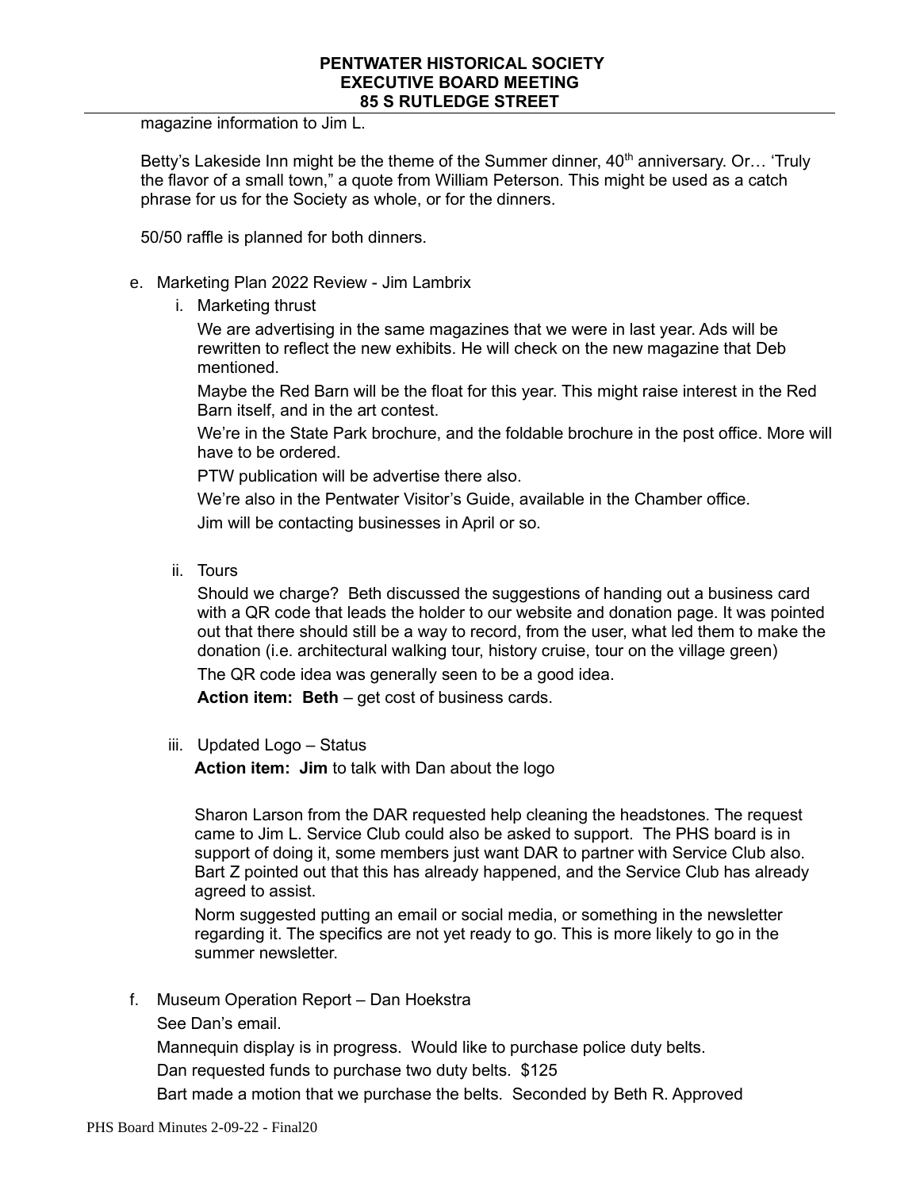magazine information to Jim L.

Betty's Lakeside Inn might be the theme of the Summer dinner, 40th anniversary. Or… 'Truly the flavor of a small town," a quote from William Peterson. This might be used as a catch phrase for us for the Society as whole, or for the dinners.

50/50 raffle is planned for both dinners.

e. Marketing Plan 2022 Review - Jim Lambrix

   i. Marketing thrust

   We are advertising in the same magazines that we were in last year. Ads will be rewritten to reflect the new exhibits. He will check on the new magazine that Deb mentioned.

   Maybe the Red Barn will be the float for this year. This might raise interest in the Red Barn itself, and in the art contest.

   We're in the State Park brochure, and the foldable brochure in the post office. More will have to be ordered.

   PTW publication will be advertise there also.

   We're also in the Pentwater Visitor's Guide, available in the Chamber office.

   Jim will be contacting businesses in April or so.

   ii. Tours

   Should we charge? Beth discussed the suggestions of handing out a business card with a QR code that leads the holder to our website and donation page. It was pointed out that there should still be a way to record, from the user, what led them to make the donation (i.e. architectural walking tour, history cruise, tour on the village green)

   The QR code idea was generally seen to be a good idea.

   **Action item: Beth** – get cost of business cards.

   iii. Updated Logo – Status

   **Action item: Jim** to talk with Dan about the logo

   Sharon Larson from the DAR requested help cleaning the headstones. The request came to Jim L. Service Club could also be asked to support. The PHS board is in support of doing it, some members just want DAR to partner with Service Club also. Bart Z pointed out that this has already happened, and the Service Club has already agreed to assist.

   Norm suggested putting an email or social media, or something in the newsletter regarding it. The specifics are not yet ready to go. This is more likely to go in the summer newsletter.

f. Museum Operation Report – Dan Hoekstra

   See Dan's email.

   Mannequin display is in progress. Would like to purchase police duty belts.

   Dan requested funds to purchase two duty belts. $125

   Bart made a motion that we purchase the belts. Seconded by Beth R. Approved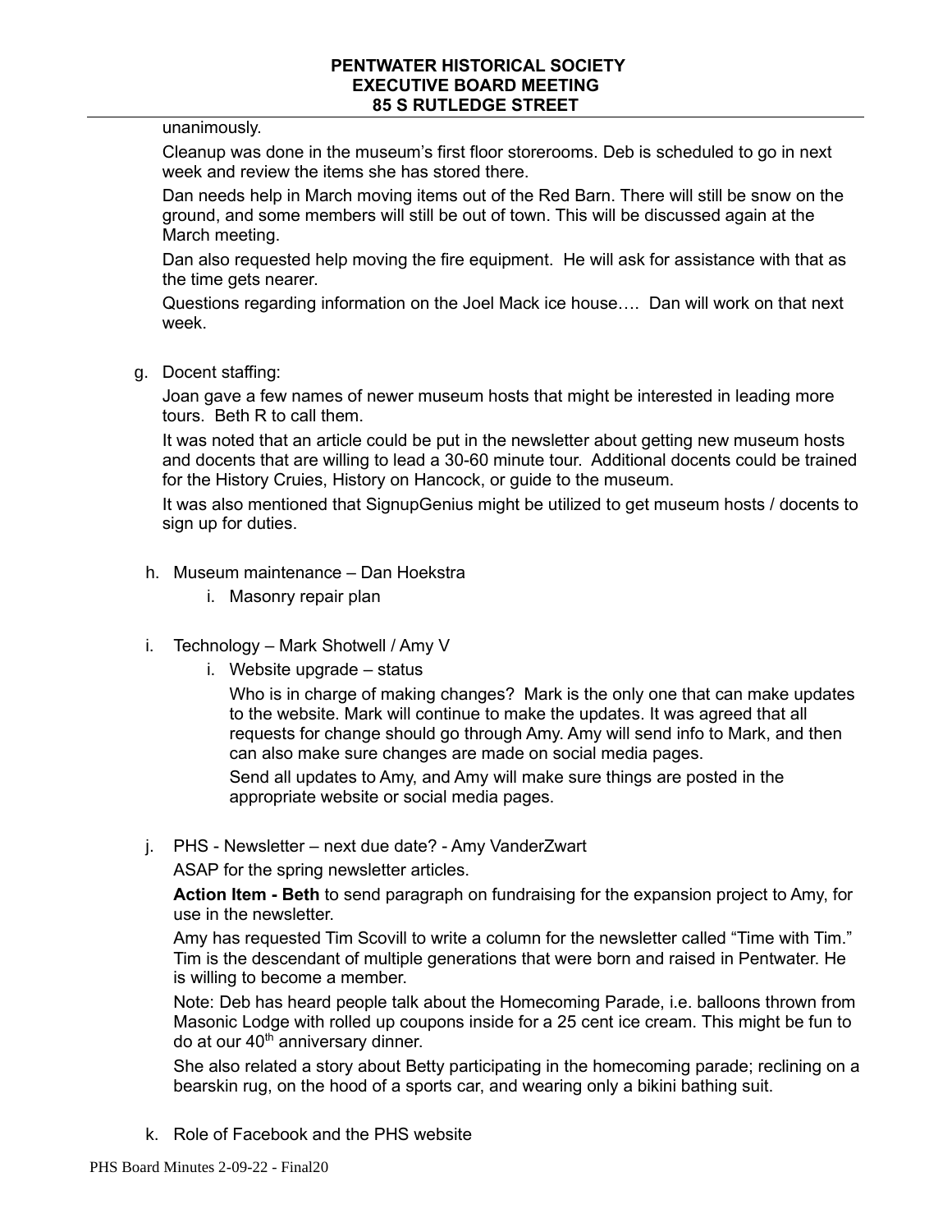unanimously.

Cleanup was done in the museum's first floor storerooms. Deb is scheduled to go in next week and review the items she has stored there.

Dan needs help in March moving items out of the Red Barn. There will still be snow on the ground, and some members will still be out of town. This will be discussed again at the March meeting.

Dan also requested help moving the fire equipment. He will ask for assistance with that as the time gets nearer.

Questions regarding information on the Joel Mack ice house…. Dan will work on that next week.

g. Docent staffing:

   Joan gave a few names of newer museum hosts that might be interested in leading more tours. Beth R to call them.

   It was noted that an article could be put in the newsletter about getting new museum hosts and docents that are willing to lead a 30-60 minute tour. Additional docents could be trained for the History Cruies, History on Hancock, or guide to the museum.

   It was also mentioned that SignupGenius might be utilized to get museum hosts / docents to sign up for duties.

h. Museum maintenance – Dan Hoekstra
   i. Masonry repair plan

i. Technology – Mark Shotwell / Amy V
   i. Website upgrade – status

      Who is in charge of making changes? Mark is the only one that can make updates to the website. Mark will continue to make the updates. It was agreed that all requests for change should go through Amy. Amy will send info to Mark, and then can also make sure changes are made on social media pages.

      Send all updates to Amy, and Amy will make sure things are posted in the appropriate website or social media pages.

j. PHS - Newsletter – next due date? - Amy VanderZwart

   ASAP for the spring newsletter articles.

   **Action Item - Beth** to send paragraph on fundraising for the expansion project to Amy, for use in the newsletter.

   Amy has requested Tim Scovill to write a column for the newsletter called "Time with Tim." Tim is the descendant of multiple generations that were born and raised in Pentwater. He is willing to become a member.

   Note: Deb has heard people talk about the Homecoming Parade, i.e. balloons thrown from Masonic Lodge with rolled up coupons inside for a 25 cent ice cream. This might be fun to do at our 40th anniversary dinner.

   She also related a story about Betty participating in the homecoming parade; reclining on a bearskin rug, on the hood of a sports car, and wearing only a bikini bathing suit.

k. Role of Facebook and the PHS website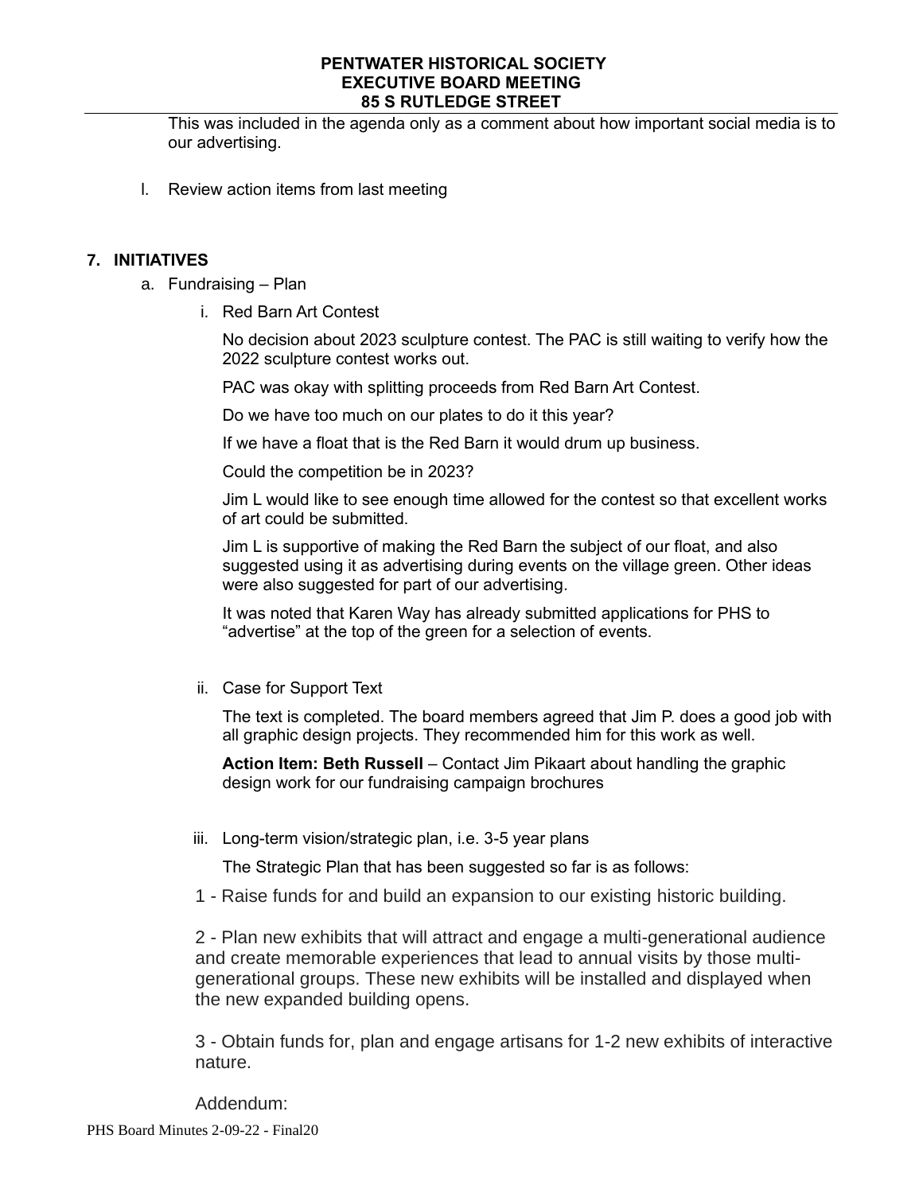This was included in the agenda only as a comment about how important social media is to our advertising.

l. Review action items from last meeting

## 7. INITIATIVES

a. Fundraising – Plan

   i. Red Barn Art Contest

   No decision about 2023 sculpture contest. The PAC is still waiting to verify how the 2022 sculpture contest works out.

   PAC was okay with splitting proceeds from Red Barn Art Contest.

   Do we have too much on our plates to do it this year?

   If we have a float that is the Red Barn it would drum up business.

   Could the competition be in 2023?

   Jim L would like to see enough time allowed for the contest so that excellent works of art could be submitted.

   Jim L is supportive of making the Red Barn the subject of our float, and also suggested using it as advertising during events on the village green. Other ideas were also suggested for part of our advertising.

   It was noted that Karen Way has already submitted applications for PHS to "advertise" at the top of the green for a selection of events.

   ii. Case for Support Text

   The text is completed. The board members agreed that Jim P. does a good job with all graphic design projects. They recommended him for this work as well.

   **Action Item: Beth Russell** – Contact Jim Pikaart about handling the graphic design work for our fundraising campaign brochures

   iii. Long-term vision/strategic plan, i.e. 3-5 year plans

   The Strategic Plan that has been suggested so far is as follows:

   1 - Raise funds for and build an expansion to our existing historic building.

   2 - Plan new exhibits that will attract and engage a multi-generational audience and create memorable experiences that lead to annual visits by those multi-generational groups. These new exhibits will be installed and displayed when the new expanded building opens.

   3 - Obtain funds for, plan and engage artisans for 1-2 new exhibits of interactive nature.

   Addendum: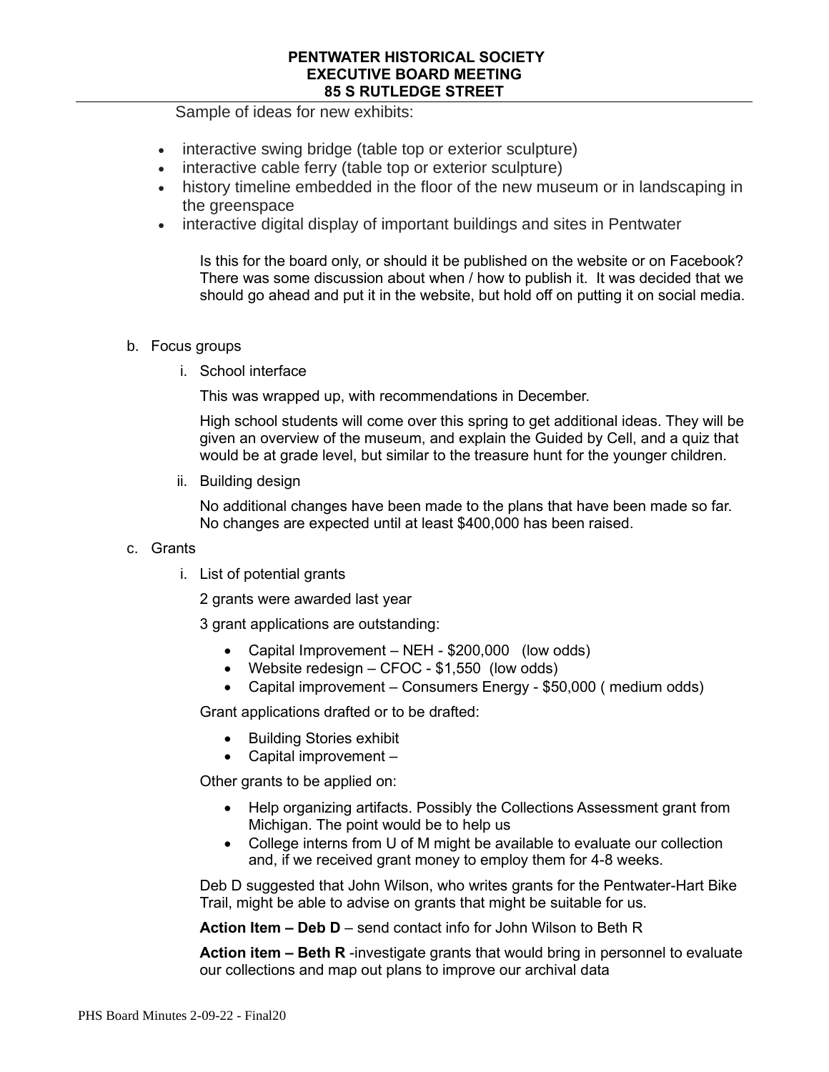Sample of ideas for new exhibits:

- interactive swing bridge (table top or exterior sculpture)
- interactive cable ferry (table top or exterior sculpture)
- history timeline embedded in the floor of the new museum or in landscaping in the greenspace
- interactive digital display of important buildings and sites in Pentwater

Is this for the board only, or should it be published on the website or on Facebook? There was some discussion about when / how to publish it. It was decided that we should go ahead and put it in the website, but hold off on putting it on social media.

b. Focus groups

i. School interface

This was wrapped up, with recommendations in December.

High school students will come over this spring to get additional ideas. They will be given an overview of the museum, and explain the Guided by Cell, and a quiz that would be at grade level, but similar to the treasure hunt for the younger children.

ii. Building design

No additional changes have been made to the plans that have been made so far. No changes are expected until at least $400,000 has been raised.

c. Grants

i. List of potential grants

2 grants were awarded last year

3 grant applications are outstanding:

- Capital Improvement – NEH - $200,000 (low odds)
- Website redesign – CFOC - $1,550 (low odds)
- Capital improvement – Consumers Energy - $50,000 ( medium odds)

Grant applications drafted or to be drafted:

- Building Stories exhibit
- Capital improvement –

Other grants to be applied on:

- Help organizing artifacts. Possibly the Collections Assessment grant from Michigan. The point would be to help us
- College interns from U of M might be available to evaluate our collection and, if we received grant money to employ them for 4-8 weeks.

Deb D suggested that John Wilson, who writes grants for the Pentwater-Hart Bike Trail, might be able to advise on grants that might be suitable for us.

**Action Item – Deb D** – send contact info for John Wilson to Beth R

**Action item – Beth R** -investigate grants that would bring in personnel to evaluate our collections and map out plans to improve our archival data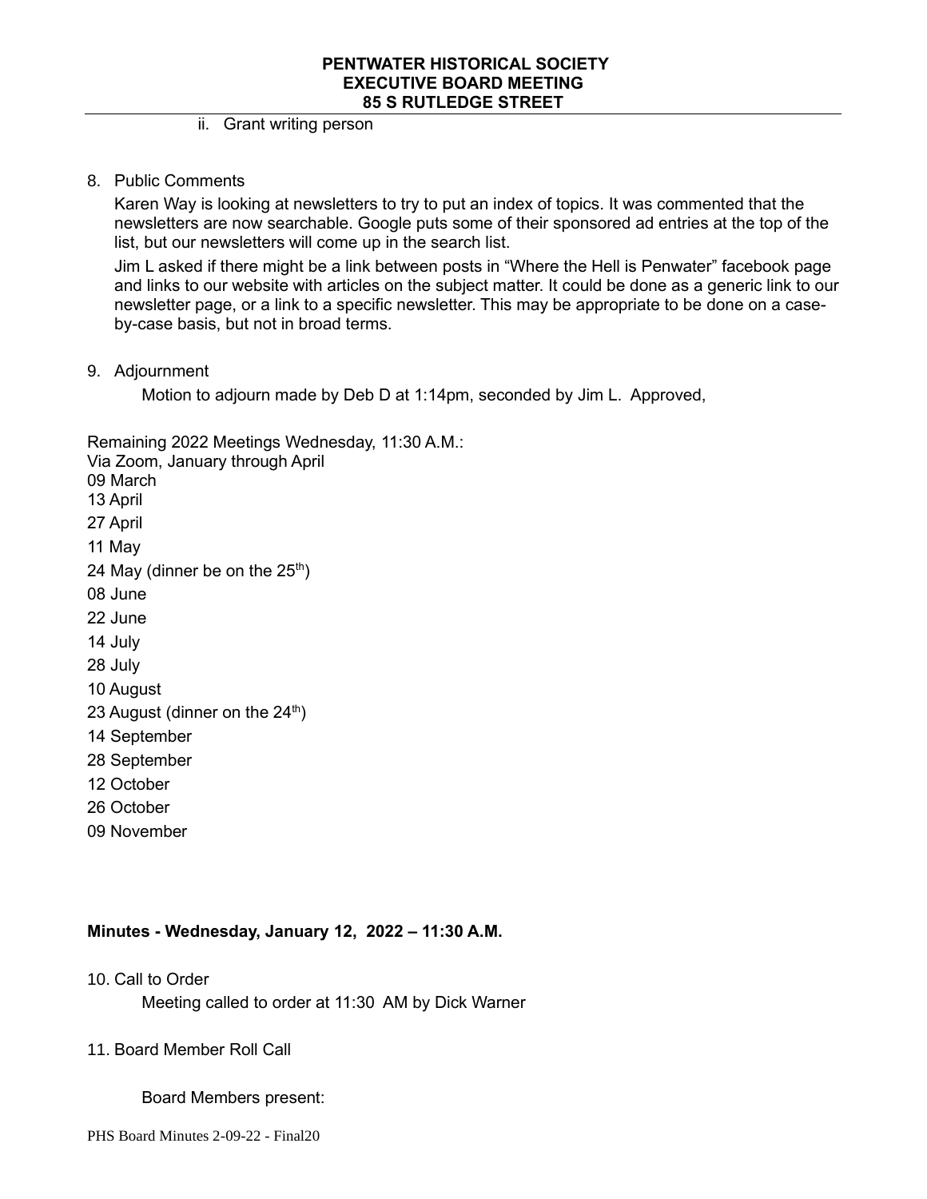ii. Grant writing person

8. Public Comments

   Karen Way is looking at newsletters to try to put an index of topics. It was commented that the newsletters are now searchable. Google puts some of their sponsored ad entries at the top of the list, but our newsletters will come up in the search list.

   Jim L asked if there might be a link between posts in "Where the Hell is Penwater" facebook page and links to our website with articles on the subject matter. It could be done as a generic link to our newsletter page, or a link to a specific newsletter. This may be appropriate to be done on a case-by-case basis, but not in broad terms.

9. Adjournment

   Motion to adjourn made by Deb D at 1:14pm, seconded by Jim L. Approved,

Remaining 2022 Meetings Wednesday, 11:30 A.M.:
Via Zoom, January through April
09 March
13 April
27 April
11 May
24 May (dinner be on the 25th)
08 June
22 June
14 July
28 July
10 August
23 August (dinner on the 24th)
14 September
28 September
12 October
26 October
09 November

**Minutes - Wednesday, January 12, 2022 – 11:30 A.M.**

10. Call to Order

    Meeting called to order at 11:30 AM by Dick Warner

11. Board Member Roll Call

    Board Members present: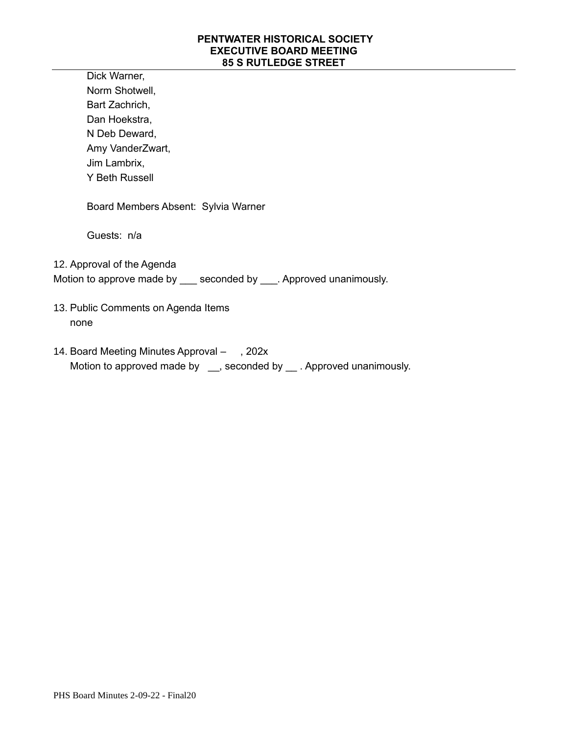**PENTWATER HISTORICAL SOCIETY**
**EXECUTIVE BOARD MEETING**
**85 S RUTLEDGE STREET**

Dick Warner,
Norm Shotwell,
Bart Zachrich,
Dan Hoekstra,
N Deb Deward,
Amy VanderZwart,
Jim Lambrix,
Y Beth Russell

Board Members Absent: Sylvia Warner

Guests: n/a

12. Approval of the Agenda

Motion to approve made by ___ seconded by ___. Approved unanimously.

13. Public Comments on Agenda Items
    none

14. Board Meeting Minutes Approval – , 202x
    Motion to approved made by __, seconded by __ . Approved unanimously.

PHS Board Minutes 2-09-22 - Final20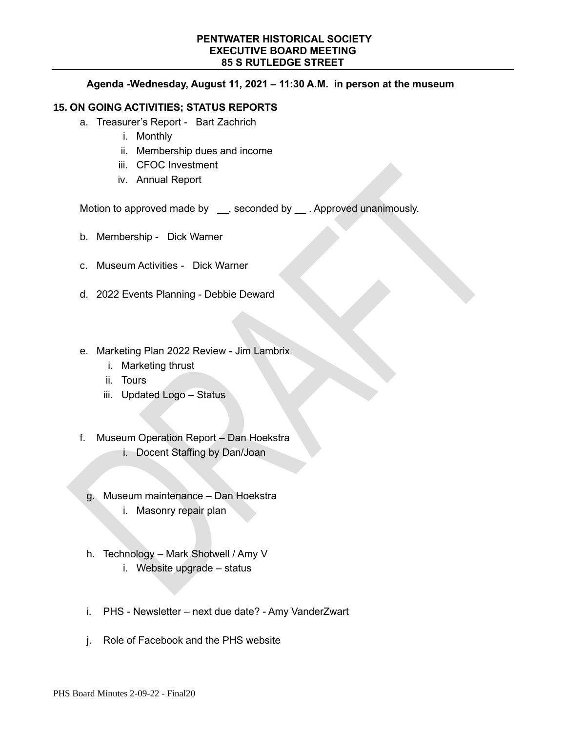**PENTWATER HISTORICAL SOCIETY**
**EXECUTIVE BOARD MEETING**
**85 S RUTLEDGE STREET**

**Agenda -Wednesday, August 11, 2021 – 11:30 A.M. in person at the museum**

## 15. ON GOING ACTIVITIES; STATUS REPORTS

a. Treasurer's Report - Bart Zachrich
    i. Monthly
    ii. Membership dues and income
    iii. CFOC Investment
    iv. Annual Report

Motion to approved made by __, seconded by __ . Approved unanimously.

b. Membership - Dick Warner

c. Museum Activities - Dick Warner

d. 2022 Events Planning - Debbie Deward

e. Marketing Plan 2022 Review - Jim Lambrix
    i. Marketing thrust
    ii. Tours
    iii. Updated Logo – Status

f. Museum Operation Report – Dan Hoekstra
    i. Docent Staffing by Dan/Joan

g. Museum maintenance – Dan Hoekstra
    i. Masonry repair plan

h. Technology – Mark Shotwell / Amy V
    i. Website upgrade – status

i. PHS - Newsletter – next due date? - Amy VanderZwart

j. Role of Facebook and the PHS website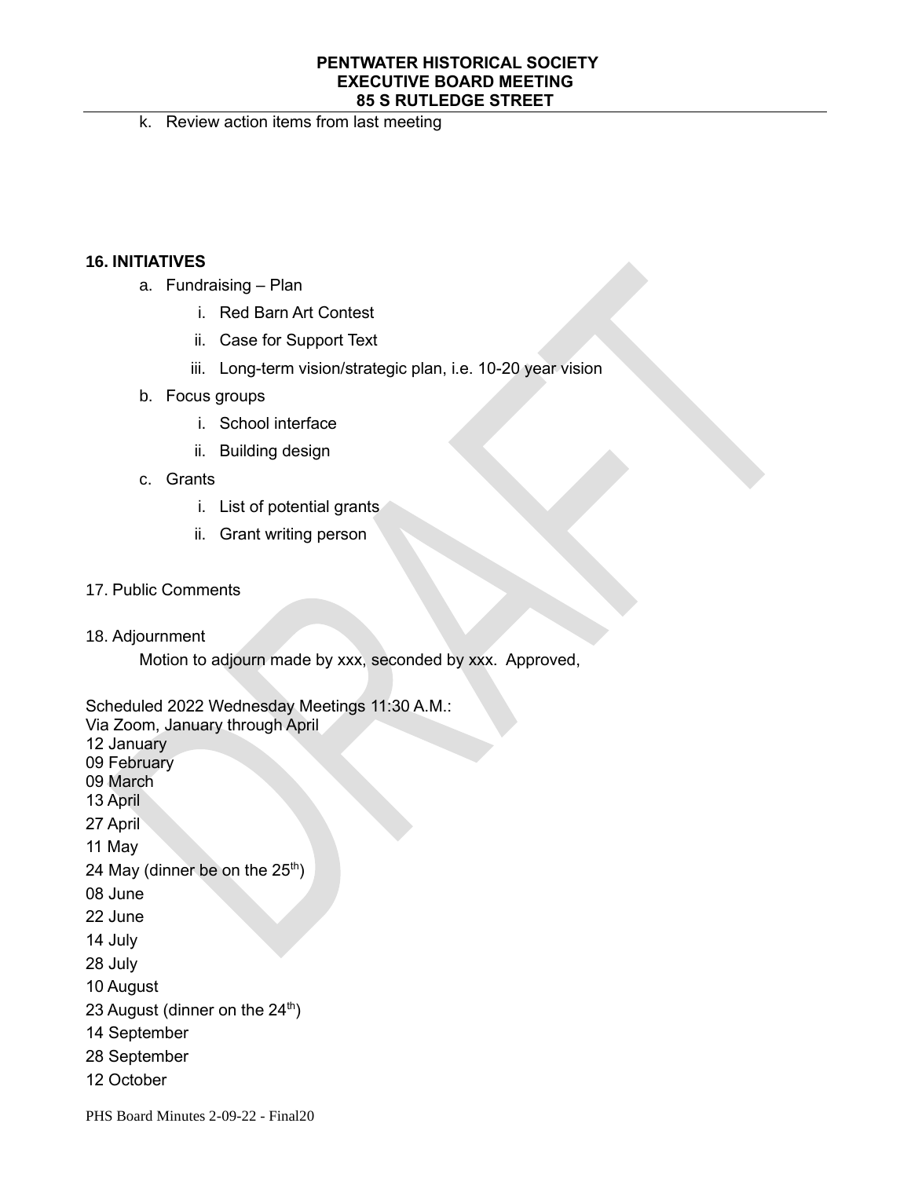k. Review action items from last meeting

**16. INITIATIVES**

a. Fundraising – Plan
   i. Red Barn Art Contest
   ii. Case for Support Text
   iii. Long-term vision/strategic plan, i.e. 10-20 year vision
b. Focus groups
   i. School interface
   ii. Building design
c. Grants
   i. List of potential grants
   ii. Grant writing person

17. Public Comments

18. Adjournment

Motion to adjourn made by xxx, seconded by xxx. Approved,

Scheduled 2022 Wednesday Meetings 11:30 A.M.:
Via Zoom, January through April
12 January
09 February
09 March
13 April
27 April
11 May
24 May (dinner be on the 25th)
08 June
22 June
14 July
28 July
10 August
23 August (dinner on the 24th)
14 September
28 September
12 October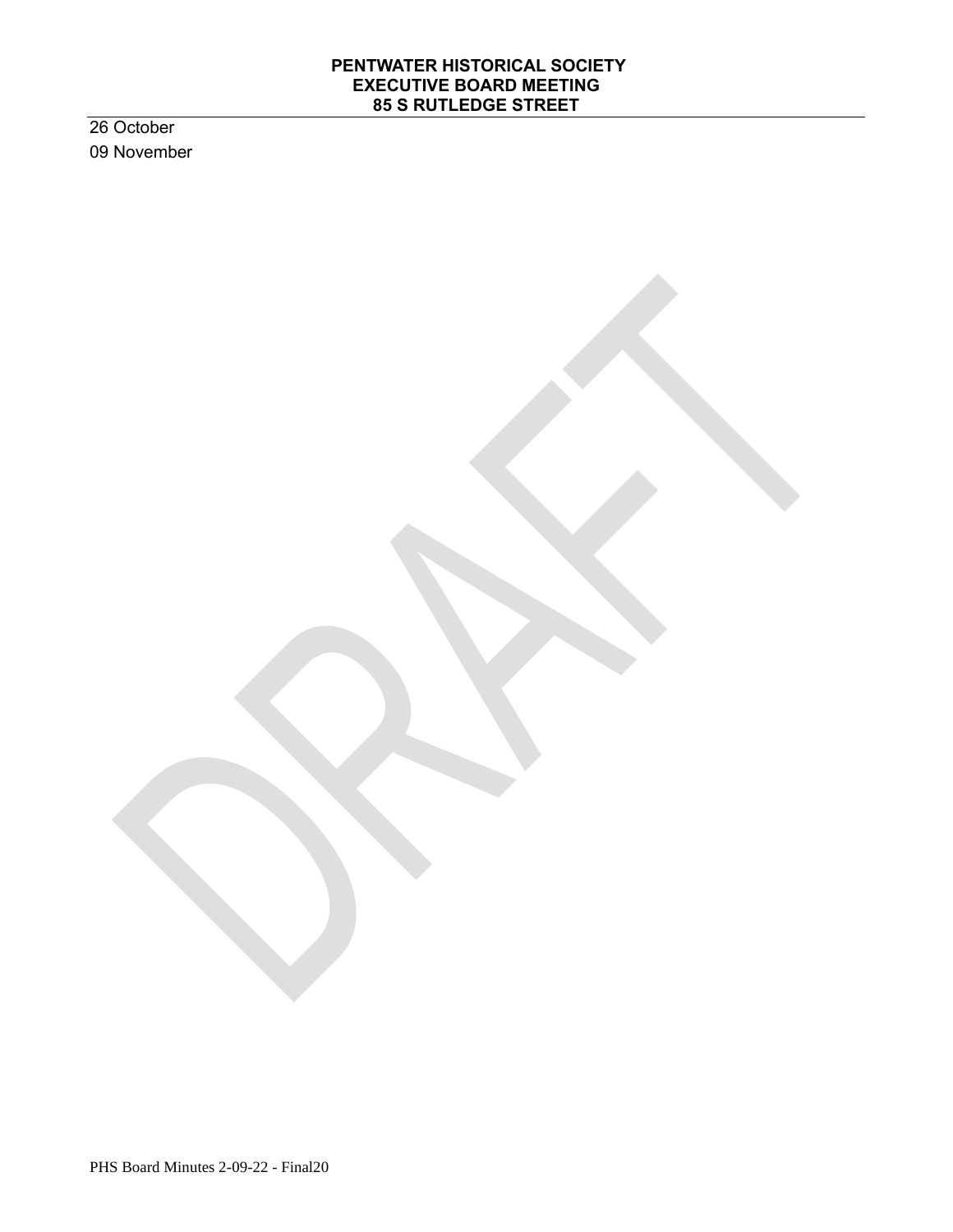26 October

09 November